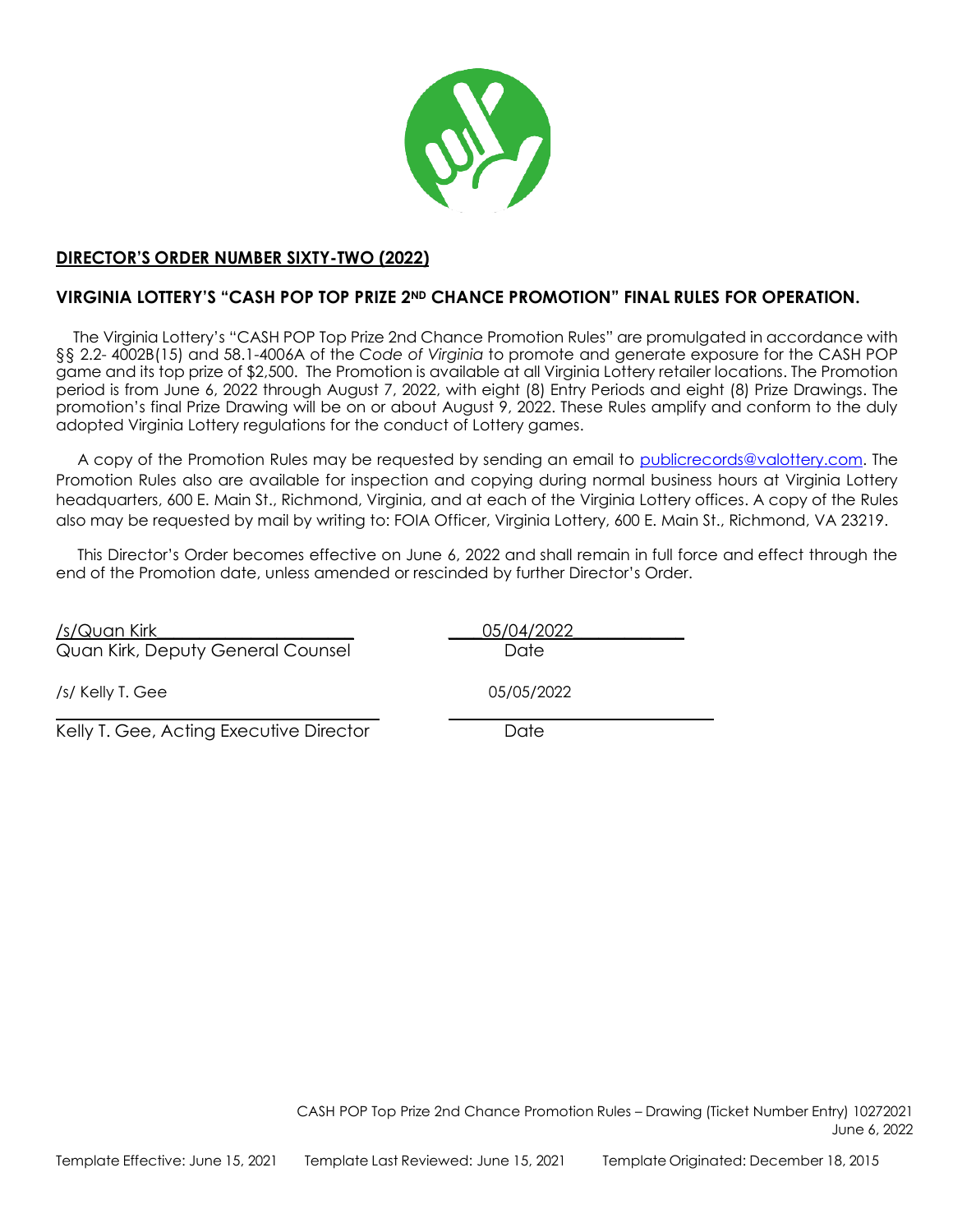**DIRECTOR'S ORDER NUMBER SIXTY-TWO (2022)**

**VIRGINIA LOTTERY'S "CASH POP TOP PRIZE 2ND CHANCE PROMOTION" FINAL RULES FOR OPERATION.**

The Virginia Lottery's "CASH POP Top Prize 2nd Chance Promotion Rules" are promulgated in accordance with §§ 2.2- 4002B(15) and 58.1-4006A of the *Code of Virginia* to promote and generate exposure for the CASH POP game and its top prize of $2,500. The Promotion is available at all Virginia Lottery retailer locations. The Promotion period is from June 6, 2022 through August 7, 2022, with eight (8) Entry Periods and eight (8) Prize Drawings. The promotion's final Prize Drawing will be on or about August 9, 2022. These Rules amplify and conform to the duly adopted Virginia Lottery regulations for the conduct of Lottery games.

A copy of the Promotion Rules may be requested by sending an email to publicrecords@valottery.com. The Promotion Rules also are available for inspection and copying during normal business hours at Virginia Lottery headquarters, 600 E. Main St., Richmond, Virginia, and at each of the Virginia Lottery offices. A copy of the Rules also may be requested by mail by writing to: FOIA Officer, Virginia Lottery, 600 E. Main St., Richmond, VA 23219.

This Director's Order becomes effective on June 6, 2022 and shall remain in full force and effect through the end of the Promotion date, unless amended or rescinded by further Director's Order.

/s/Quan Kirk — 05/04/2022
Quan Kirk, Deputy General Counsel — Date

/s/ Kelly T. Gee — 05/05/2022
Kelly T. Gee, Acting Executive Director — Date

CASH POP Top Prize 2nd Chance Promotion Rules – Drawing (Ticket Number Entry) 10272021
June 6, 2022

Template Effective: June 15, 2021 Template Last Reviewed: June 15, 2021 Template Originated: December 18, 2015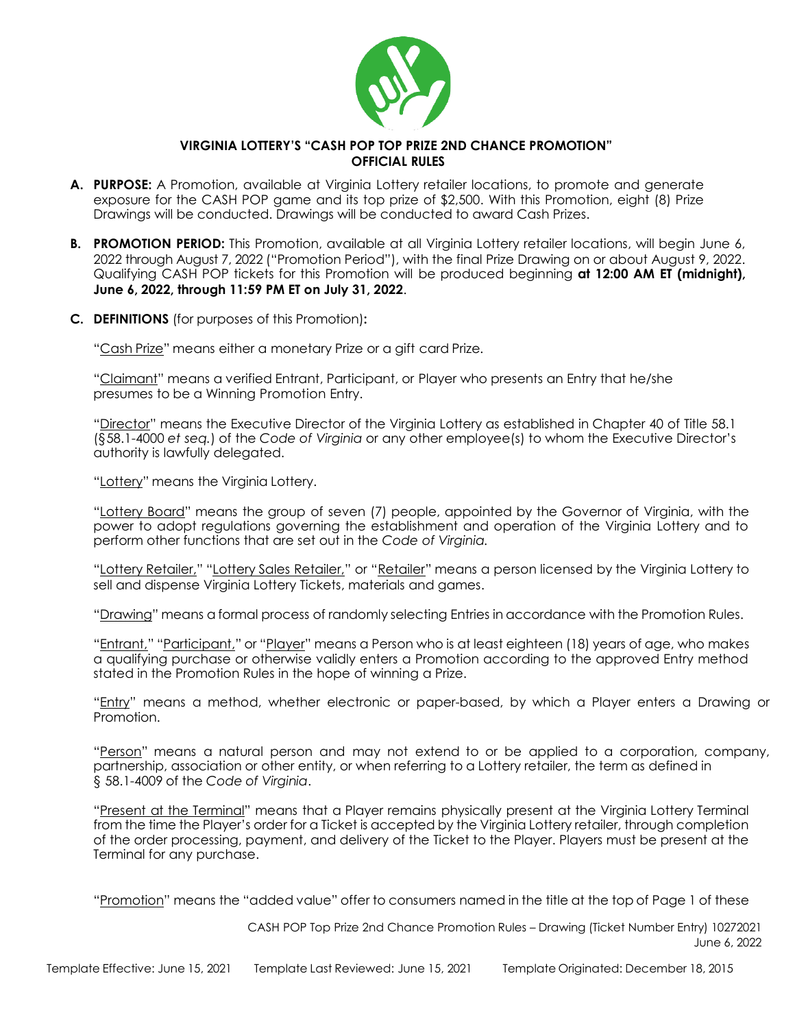**VIRGINIA LOTTERY'S "CASH POP TOP PRIZE 2ND CHANCE PROMOTION"**
**OFFICIAL RULES**

**A. PURPOSE:** A Promotion, available at Virginia Lottery retailer locations, to promote and generate exposure for the CASH POP game and its top prize of $2,500. With this Promotion, eight (8) Prize Drawings will be conducted. Drawings will be conducted to award Cash Prizes.

**B. PROMOTION PERIOD:** This Promotion, available at all Virginia Lottery retailer locations, will begin June 6, 2022 through August 7, 2022 ("Promotion Period"), with the final Prize Drawing on or about August 9, 2022. Qualifying CASH POP tickets for this Promotion will be produced beginning **at 12:00 AM ET (midnight), June 6, 2022, through 11:59 PM ET on July 31, 2022**.

**C. DEFINITIONS** (for purposes of this Promotion)**:**

"Cash Prize" means either a monetary Prize or a gift card Prize.

"Claimant" means a verified Entrant, Participant, or Player who presents an Entry that he/she presumes to be a Winning Promotion Entry.

"Director" means the Executive Director of the Virginia Lottery as established in Chapter 40 of Title 58.1 (§58.1-4000 *et seq.*) of the *Code of Virginia* or any other employee(s) to whom the Executive Director's authority is lawfully delegated.

"Lottery" means the Virginia Lottery.

"Lottery Board" means the group of seven (7) people, appointed by the Governor of Virginia, with the power to adopt regulations governing the establishment and operation of the Virginia Lottery and to perform other functions that are set out in the *Code of Virginia.*

"Lottery Retailer," "Lottery Sales Retailer," or "Retailer" means a person licensed by the Virginia Lottery to sell and dispense Virginia Lottery Tickets, materials and games.

"Drawing" means a formal process of randomly selecting Entries in accordance with the Promotion Rules.

"Entrant," "Participant," or "Player" means a Person who is at least eighteen (18) years of age, who makes a qualifying purchase or otherwise validly enters a Promotion according to the approved Entry method stated in the Promotion Rules in the hope of winning a Prize.

"Entry" means a method, whether electronic or paper-based, by which a Player enters a Drawing or Promotion.

"Person" means a natural person and may not extend to or be applied to a corporation, company, partnership, association or other entity, or when referring to a Lottery retailer, the term as defined in § 58.1-4009 of the *Code of Virginia*.

"Present at the Terminal" means that a Player remains physically present at the Virginia Lottery Terminal from the time the Player's order for a Ticket is accepted by the Virginia Lottery retailer, through completion of the order processing, payment, and delivery of the Ticket to the Player. Players must be present at the Terminal for any purchase.

"Promotion" means the "added value" offer to consumers named in the title at the top of Page 1 of these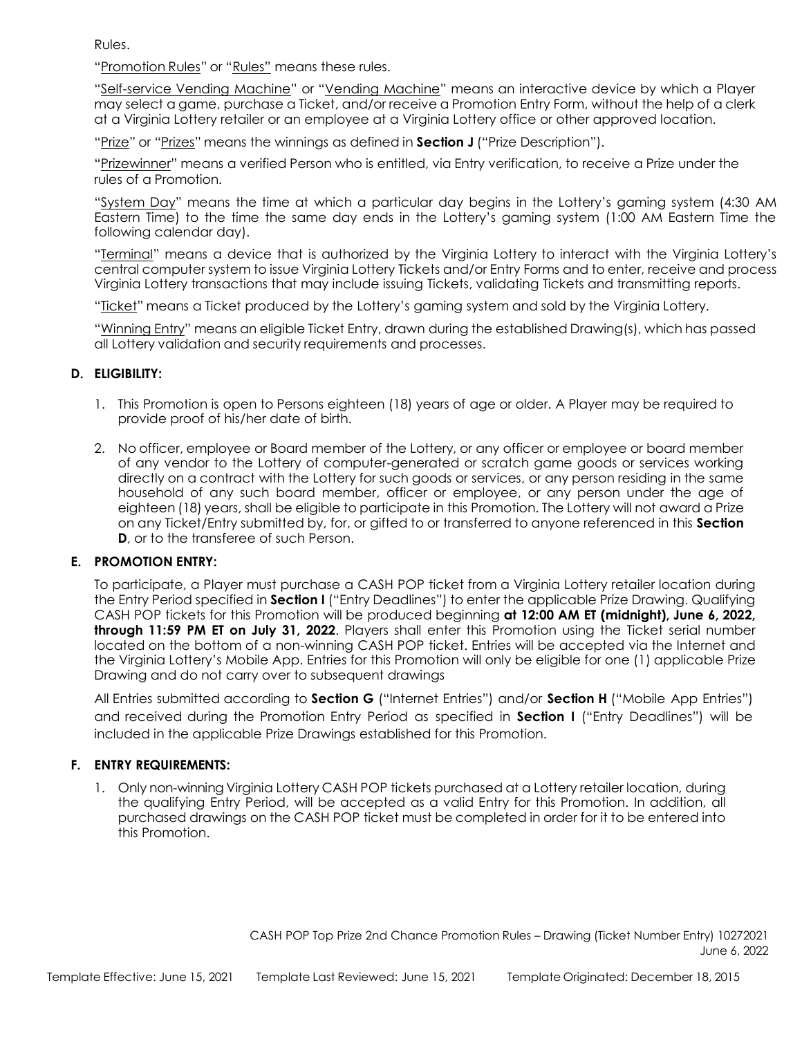Rules.

"Promotion Rules" or "Rules" means these rules.

"Self-service Vending Machine" or "Vending Machine" means an interactive device by which a Player may select a game, purchase a Ticket, and/or receive a Promotion Entry Form, without the help of a clerk at a Virginia Lottery retailer or an employee at a Virginia Lottery office or other approved location.

"Prize" or "Prizes" means the winnings as defined in **Section J** ("Prize Description").

"Prizewinner" means a verified Person who is entitled, via Entry verification, to receive a Prize under the rules of a Promotion.

"System Day" means the time at which a particular day begins in the Lottery's gaming system (4:30 AM Eastern Time) to the time the same day ends in the Lottery's gaming system (1:00 AM Eastern Time the following calendar day).

"Terminal" means a device that is authorized by the Virginia Lottery to interact with the Virginia Lottery's central computer system to issue Virginia Lottery Tickets and/or Entry Forms and to enter, receive and process Virginia Lottery transactions that may include issuing Tickets, validating Tickets and transmitting reports.

"Ticket" means a Ticket produced by the Lottery's gaming system and sold by the Virginia Lottery.

"Winning Entry" means an eligible Ticket Entry, drawn during the established Drawing(s), which has passed all Lottery validation and security requirements and processes.

## D. ELIGIBILITY:

1. This Promotion is open to Persons eighteen (18) years of age or older. A Player may be required to provide proof of his/her date of birth.
2. No officer, employee or Board member of the Lottery, or any officer or employee or board member of any vendor to the Lottery of computer-generated or scratch game goods or services working directly on a contract with the Lottery for such goods or services, or any person residing in the same household of any such board member, officer or employee, or any person under the age of eighteen (18) years, shall be eligible to participate in this Promotion. The Lottery will not award a Prize on any Ticket/Entry submitted by, for, or gifted to or transferred to anyone referenced in this **Section D**, or to the transferee of such Person.

## E. PROMOTION ENTRY:

To participate, a Player must purchase a CASH POP ticket from a Virginia Lottery retailer location during the Entry Period specified in **Section I** ("Entry Deadlines") to enter the applicable Prize Drawing. Qualifying CASH POP tickets for this Promotion will be produced beginning **at 12:00 AM ET (midnight), June 6, 2022, through 11:59 PM ET on July 31, 2022**. Players shall enter this Promotion using the Ticket serial number located on the bottom of a non-winning CASH POP ticket. Entries will be accepted via the Internet and the Virginia Lottery's Mobile App. Entries for this Promotion will only be eligible for one (1) applicable Prize Drawing and do not carry over to subsequent drawings

All Entries submitted according to **Section G** ("Internet Entries") and/or **Section H** ("Mobile App Entries") and received during the Promotion Entry Period as specified in **Section I** ("Entry Deadlines") will be included in the applicable Prize Drawings established for this Promotion.

## F. ENTRY REQUIREMENTS:

1. Only non-winning Virginia Lottery CASH POP tickets purchased at a Lottery retailer location, during the qualifying Entry Period, will be accepted as a valid Entry for this Promotion. In addition, all purchased drawings on the CASH POP ticket must be completed in order for it to be entered into this Promotion.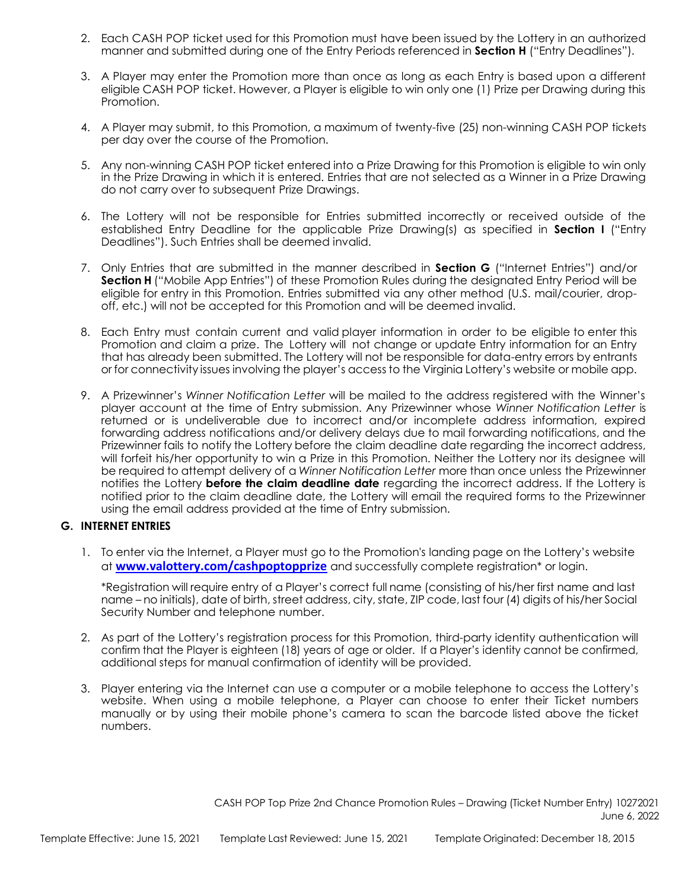2. Each CASH POP ticket used for this Promotion must have been issued by the Lottery in an authorized manner and submitted during one of the Entry Periods referenced in **Section H** ("Entry Deadlines").

3. A Player may enter the Promotion more than once as long as each Entry is based upon a different eligible CASH POP ticket. However, a Player is eligible to win only one (1) Prize per Drawing during this Promotion.

4. A Player may submit, to this Promotion, a maximum of twenty-five (25) non-winning CASH POP tickets per day over the course of the Promotion.

5. Any non-winning CASH POP ticket entered into a Prize Drawing for this Promotion is eligible to win only in the Prize Drawing in which it is entered. Entries that are not selected as a Winner in a Prize Drawing do not carry over to subsequent Prize Drawings.

6. The Lottery will not be responsible for Entries submitted incorrectly or received outside of the established Entry Deadline for the applicable Prize Drawing(s) as specified in **Section I** ("Entry Deadlines"). Such Entries shall be deemed invalid.

7. Only Entries that are submitted in the manner described in **Section G** ("Internet Entries") and/or **Section H** ("Mobile App Entries") of these Promotion Rules during the designated Entry Period will be eligible for entry in this Promotion. Entries submitted via any other method (U.S. mail/courier, drop-off, etc.) will not be accepted for this Promotion and will be deemed invalid.

8. Each Entry must contain current and valid player information in order to be eligible to enter this Promotion and claim a prize. The Lottery will not change or update Entry information for an Entry that has already been submitted. The Lottery will not be responsible for data-entry errors by entrants or for connectivity issues involving the player's access to the Virginia Lottery's website or mobile app.

9. A Prizewinner's *Winner Notification Letter* will be mailed to the address registered with the Winner's player account at the time of Entry submission. Any Prizewinner whose *Winner Notification Letter* is returned or is undeliverable due to incorrect and/or incomplete address information, expired forwarding address notifications and/or delivery delays due to mail forwarding notifications, and the Prizewinner fails to notify the Lottery before the claim deadline date regarding the incorrect address, will forfeit his/her opportunity to win a Prize in this Promotion. Neither the Lottery nor its designee will be required to attempt delivery of a *Winner Notification Letter* more than once unless the Prizewinner notifies the Lottery **before the claim deadline date** regarding the incorrect address. If the Lottery is notified prior to the claim deadline date, the Lottery will email the required forms to the Prizewinner using the email address provided at the time of Entry submission.

## G. INTERNET ENTRIES

1. To enter via the Internet, a Player must go to the Promotion's landing page on the Lottery's website at **www.valottery.com/cashpoptopprize** and successfully complete registration* or login.

   *Registration will require entry of a Player's correct full name (consisting of his/her first name and last name – no initials), date of birth, street address, city, state, ZIP code, last four (4) digits of his/her Social Security Number and telephone number.

2. As part of the Lottery's registration process for this Promotion, third-party identity authentication will confirm that the Player is eighteen (18) years of age or older. If a Player's identity cannot be confirmed, additional steps for manual confirmation of identity will be provided.

3. Player entering via the Internet can use a computer or a mobile telephone to access the Lottery's website. When using a mobile telephone, a Player can choose to enter their Ticket numbers manually or by using their mobile phone's camera to scan the barcode listed above the ticket numbers.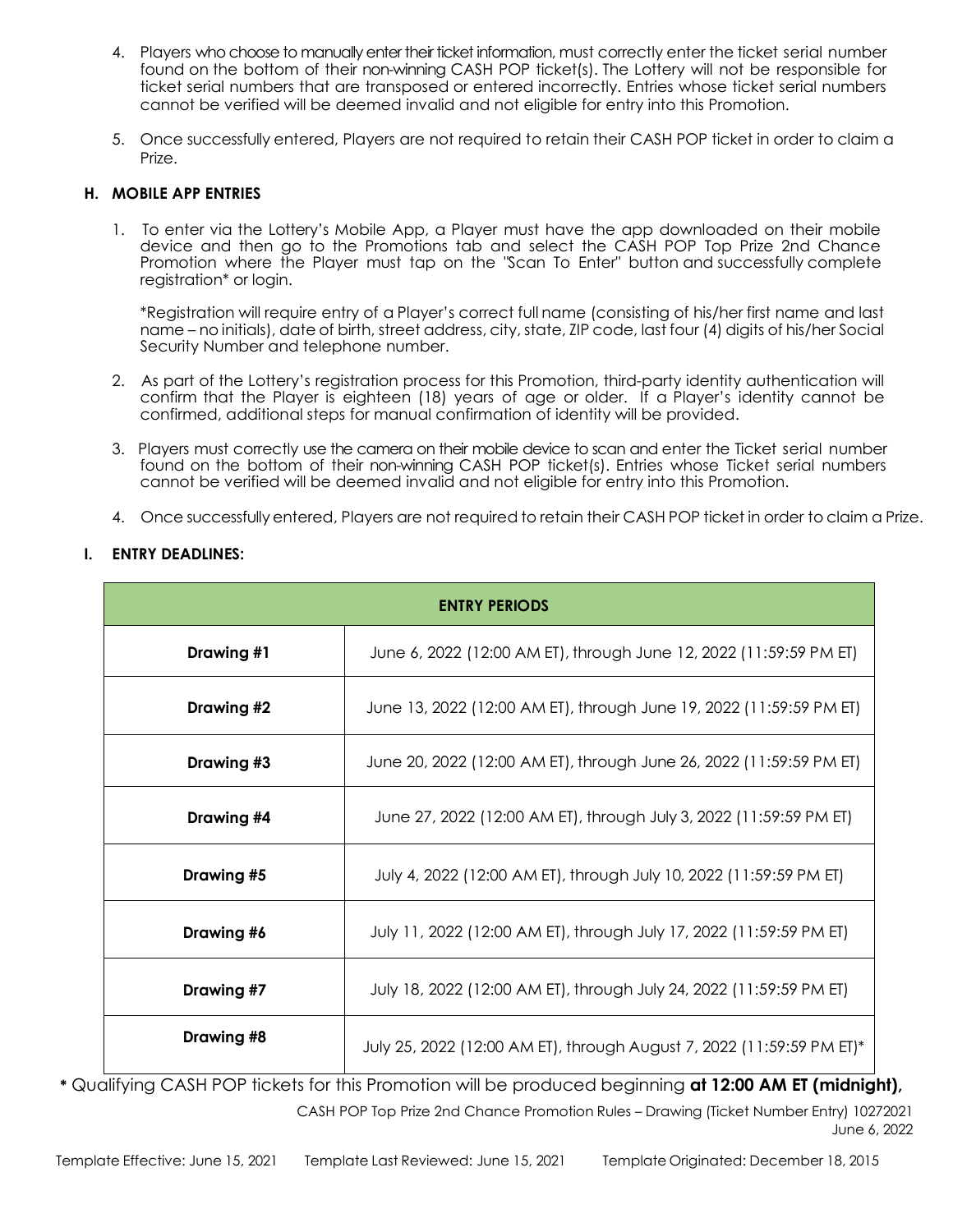4. Players who choose to manually enter their ticket information, must correctly enter the ticket serial number found on the bottom of their non-winning CASH POP ticket(s). The Lottery will not be responsible for ticket serial numbers that are transposed or entered incorrectly. Entries whose ticket serial numbers cannot be verified will be deemed invalid and not eligible for entry into this Promotion.

5. Once successfully entered, Players are not required to retain their CASH POP ticket in order to claim a Prize.

### H. MOBILE APP ENTRIES

1. To enter via the Lottery's Mobile App, a Player must have the app downloaded on their mobile device and then go to the Promotions tab and select the CASH POP Top Prize 2nd Chance Promotion where the Player must tap on the "Scan To Enter" button and successfully complete registration* or login.

   *Registration will require entry of a Player's correct full name (consisting of his/her first name and last name – no initials), date of birth, street address, city, state, ZIP code, last four (4) digits of his/her Social Security Number and telephone number.

2. As part of the Lottery's registration process for this Promotion, third-party identity authentication will confirm that the Player is eighteen (18) years of age or older. If a Player's identity cannot be confirmed, additional steps for manual confirmation of identity will be provided.

3. Players must correctly use the camera on their mobile device to scan and enter the Ticket serial number found on the bottom of their non-winning CASH POP ticket(s). Entries whose Ticket serial numbers cannot be verified will be deemed invalid and not eligible for entry into this Promotion.

4. Once successfully entered, Players are not required to retain their CASH POP ticket in order to claim a Prize.

### I. ENTRY DEADLINES:

| **ENTRY PERIODS** | |
|---|---|
| **Drawing #1** | June 6, 2022 (12:00 AM ET), through June 12, 2022 (11:59:59 PM ET) |
| **Drawing #2** | June 13, 2022 (12:00 AM ET), through June 19, 2022 (11:59:59 PM ET) |
| **Drawing #3** | June 20, 2022 (12:00 AM ET), through June 26, 2022 (11:59:59 PM ET) |
| **Drawing #4** | June 27, 2022 (12:00 AM ET), through July 3, 2022 (11:59:59 PM ET) |
| **Drawing #5** | July 4, 2022 (12:00 AM ET), through July 10, 2022 (11:59:59 PM ET) |
| **Drawing #6** | July 11, 2022 (12:00 AM ET), through July 17, 2022 (11:59:59 PM ET) |
| **Drawing #7** | July 18, 2022 (12:00 AM ET), through July 24, 2022 (11:59:59 PM ET) |
| **Drawing #8** | July 25, 2022 (12:00 AM ET), through August 7, 2022 (11:59:59 PM ET)* |

* Qualifying CASH POP tickets for this Promotion will be produced beginning **at 12:00 AM ET (midnight),**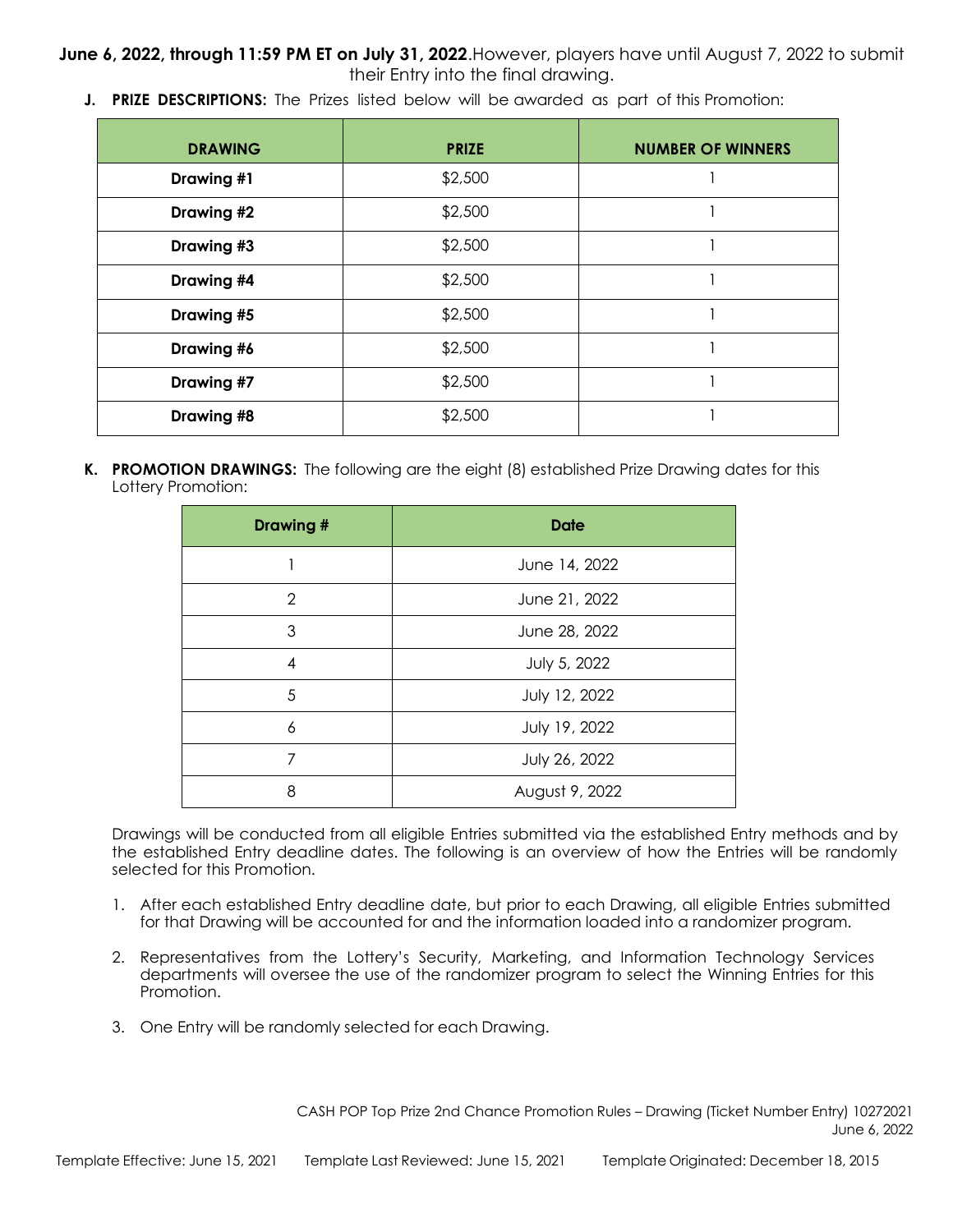**June 6, 2022, through 11:59 PM ET on July 31, 2022**.However, players have until August 7, 2022 to submit their Entry into the final drawing.

**J. PRIZE DESCRIPTIONS:** The Prizes listed below will be awarded as part of this Promotion:

| DRAWING | PRIZE | NUMBER OF WINNERS |
|---|---|---|
| Drawing #1 | $2,500 | 1 |
| Drawing #2 | $2,500 | 1 |
| Drawing #3 | $2,500 | 1 |
| Drawing #4 | $2,500 | 1 |
| Drawing #5 | $2,500 | 1 |
| Drawing #6 | $2,500 | 1 |
| Drawing #7 | $2,500 | 1 |
| Drawing #8 | $2,500 | 1 |

**K. PROMOTION DRAWINGS:** The following are the eight (8) established Prize Drawing dates for this Lottery Promotion:

| Drawing # | Date |
|---|---|
| 1 | June 14, 2022 |
| 2 | June 21, 2022 |
| 3 | June 28, 2022 |
| 4 | July 5, 2022 |
| 5 | July 12, 2022 |
| 6 | July 19, 2022 |
| 7 | July 26, 2022 |
| 8 | August 9, 2022 |

Drawings will be conducted from all eligible Entries submitted via the established Entry methods and by the established Entry deadline dates. The following is an overview of how the Entries will be randomly selected for this Promotion.

1. After each established Entry deadline date, but prior to each Drawing, all eligible Entries submitted for that Drawing will be accounted for and the information loaded into a randomizer program.
2. Representatives from the Lottery's Security, Marketing, and Information Technology Services departments will oversee the use of the randomizer program to select the Winning Entries for this Promotion.
3. One Entry will be randomly selected for each Drawing.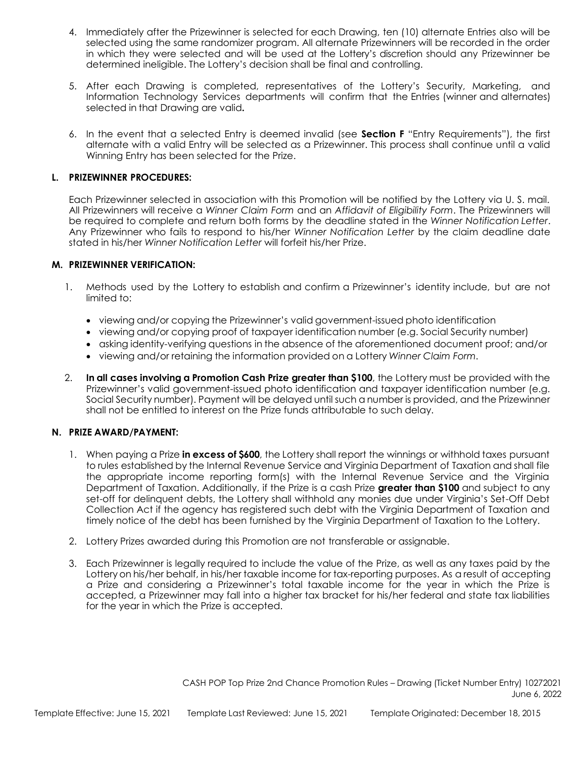4. Immediately after the Prizewinner is selected for each Drawing, ten (10) alternate Entries also will be selected using the same randomizer program. All alternate Prizewinners will be recorded in the order in which they were selected and will be used at the Lottery's discretion should any Prizewinner be determined ineligible. The Lottery's decision shall be final and controlling.

5. After each Drawing is completed, representatives of the Lottery's Security, Marketing, and Information Technology Services departments will confirm that the Entries (winner and alternates) selected in that Drawing are valid**.**

6. In the event that a selected Entry is deemed invalid (see **Section F** "Entry Requirements"), the first alternate with a valid Entry will be selected as a Prizewinner. This process shall continue until a valid Winning Entry has been selected for the Prize.

### L. PRIZEWINNER PROCEDURES:

Each Prizewinner selected in association with this Promotion will be notified by the Lottery via U. S. mail. All Prizewinners will receive a *Winner Claim Form* and an *Affidavit of Eligibility Form*. The Prizewinners will be required to complete and return both forms by the deadline stated in the *Winner Notification Letter*. Any Prizewinner who fails to respond to his/her *Winner Notification Letter* by the claim deadline date stated in his/her *Winner Notification Letter* will forfeit his/her Prize.

### M. PRIZEWINNER VERIFICATION:

1. Methods used by the Lottery to establish and confirm a Prizewinner's identity include, but are not limited to:

   - viewing and/or copying the Prizewinner's valid government-issued photo identification
   - viewing and/or copying proof of taxpayer identification number (e.g. Social Security number)
   - asking identity-verifying questions in the absence of the aforementioned document proof; and/or
   - viewing and/or retaining the information provided on a Lottery *Winner Claim Form*.

2. **In all cases involving a Promotion Cash Prize greater than $100**, the Lottery must be provided with the Prizewinner's valid government-issued photo identification and taxpayer identification number (e.g. Social Security number). Payment will be delayed until such a number is provided, and the Prizewinner shall not be entitled to interest on the Prize funds attributable to such delay.

### N. PRIZE AWARD/PAYMENT:

1. When paying a Prize **in excess of $600**, the Lottery shall report the winnings or withhold taxes pursuant to rules established by the Internal Revenue Service and Virginia Department of Taxation and shall file the appropriate income reporting form(s) with the Internal Revenue Service and the Virginia Department of Taxation. Additionally, if the Prize is a cash Prize **greater than $100** and subject to any set-off for delinquent debts, the Lottery shall withhold any monies due under Virginia's Set-Off Debt Collection Act if the agency has registered such debt with the Virginia Department of Taxation and timely notice of the debt has been furnished by the Virginia Department of Taxation to the Lottery.

2. Lottery Prizes awarded during this Promotion are not transferable or assignable.

3. Each Prizewinner is legally required to include the value of the Prize, as well as any taxes paid by the Lottery on his/her behalf, in his/her taxable income for tax-reporting purposes. As a result of accepting a Prize and considering a Prizewinner's total taxable income for the year in which the Prize is accepted, a Prizewinner may fall into a higher tax bracket for his/her federal and state tax liabilities for the year in which the Prize is accepted.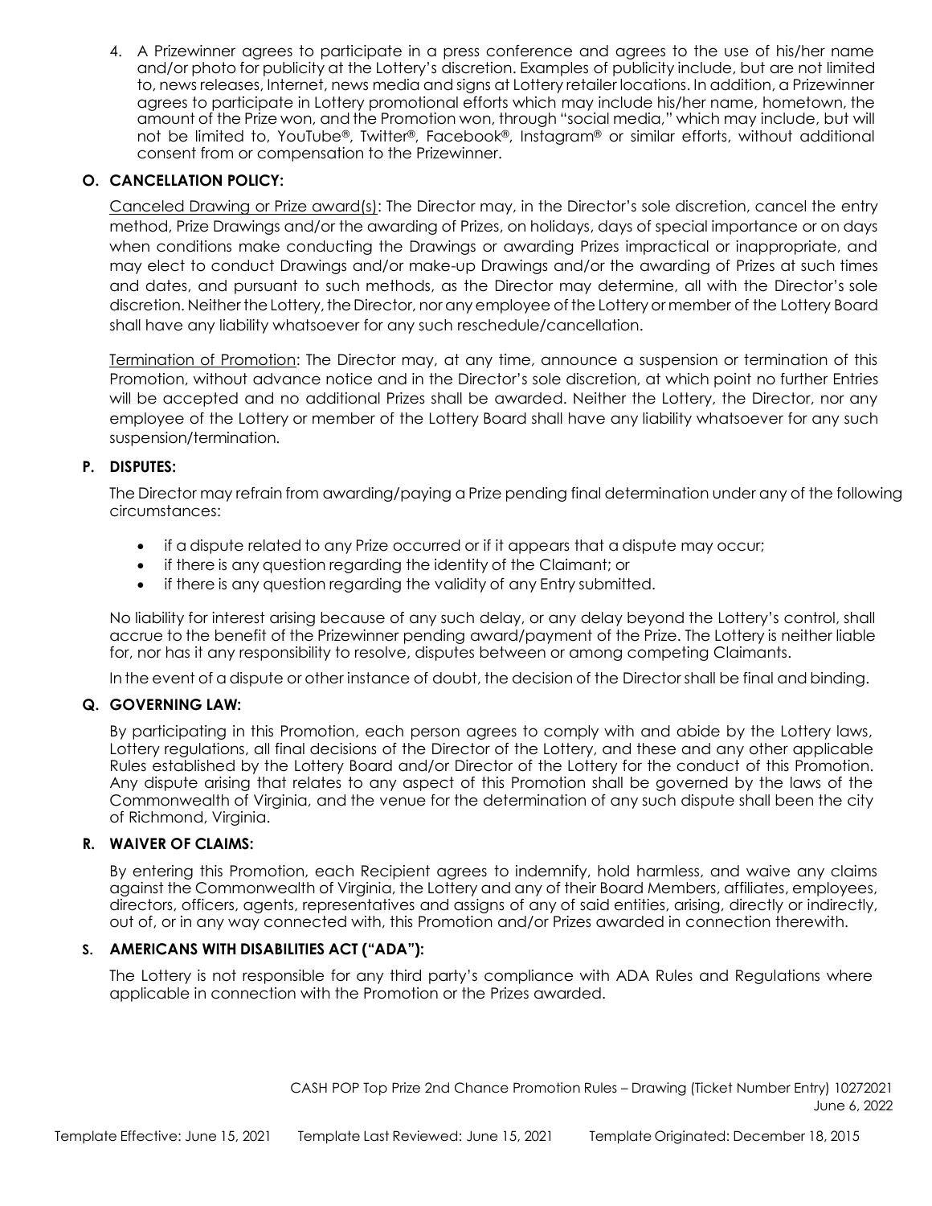4. A Prizewinner agrees to participate in a press conference and agrees to the use of his/her name and/or photo for publicity at the Lottery's discretion. Examples of publicity include, but are not limited to, news releases, Internet, news media and signs at Lottery retailer locations. In addition, a Prizewinner agrees to participate in Lottery promotional efforts which may include his/her name, hometown, the amount of the Prize won, and the Promotion won, through "social media," which may include, but will not be limited to, YouTube®, Twitter®, Facebook®, Instagram® or similar efforts, without additional consent from or compensation to the Prizewinner.

## O. CANCELLATION POLICY:

Canceled Drawing or Prize award(s): The Director may, in the Director's sole discretion, cancel the entry method, Prize Drawings and/or the awarding of Prizes, on holidays, days of special importance or on days when conditions make conducting the Drawings or awarding Prizes impractical or inappropriate, and may elect to conduct Drawings and/or make-up Drawings and/or the awarding of Prizes at such times and dates, and pursuant to such methods, as the Director may determine, all with the Director's sole discretion. Neither the Lottery, the Director, nor any employee of the Lottery or member of the Lottery Board shall have any liability whatsoever for any such reschedule/cancellation.

Termination of Promotion: The Director may, at any time, announce a suspension or termination of this Promotion, without advance notice and in the Director's sole discretion, at which point no further Entries will be accepted and no additional Prizes shall be awarded. Neither the Lottery, the Director, nor any employee of the Lottery or member of the Lottery Board shall have any liability whatsoever for any such suspension/termination.

## P. DISPUTES:

The Director may refrain from awarding/paying a Prize pending final determination under any of the following circumstances:

- if a dispute related to any Prize occurred or if it appears that a dispute may occur;
- if there is any question regarding the identity of the Claimant; or
- if there is any question regarding the validity of any Entry submitted.

No liability for interest arising because of any such delay, or any delay beyond the Lottery's control, shall accrue to the benefit of the Prizewinner pending award/payment of the Prize. The Lottery is neither liable for, nor has it any responsibility to resolve, disputes between or among competing Claimants.

In the event of a dispute or other instance of doubt, the decision of the Director shall be final and binding.

## Q. GOVERNING LAW:

By participating in this Promotion, each person agrees to comply with and abide by the Lottery laws, Lottery regulations, all final decisions of the Director of the Lottery, and these and any other applicable Rules established by the Lottery Board and/or Director of the Lottery for the conduct of this Promotion. Any dispute arising that relates to any aspect of this Promotion shall be governed by the laws of the Commonwealth of Virginia, and the venue for the determination of any such dispute shall been the city of Richmond, Virginia.

## R. WAIVER OF CLAIMS:

By entering this Promotion, each Recipient agrees to indemnify, hold harmless, and waive any claims against the Commonwealth of Virginia, the Lottery and any of their Board Members, affiliates, employees, directors, officers, agents, representatives and assigns of any of said entities, arising, directly or indirectly, out of, or in any way connected with, this Promotion and/or Prizes awarded in connection therewith.

## S. AMERICANS WITH DISABILITIES ACT ("ADA"):

The Lottery is not responsible for any third party's compliance with ADA Rules and Regulations where applicable in connection with the Promotion or the Prizes awarded.

CASH POP Top Prize 2nd Chance Promotion Rules – Drawing (Ticket Number Entry) 10272021
June 6, 2022

Template Effective: June 15, 2021 Template Last Reviewed: June 15, 2021 Template Originated: December 18, 2015